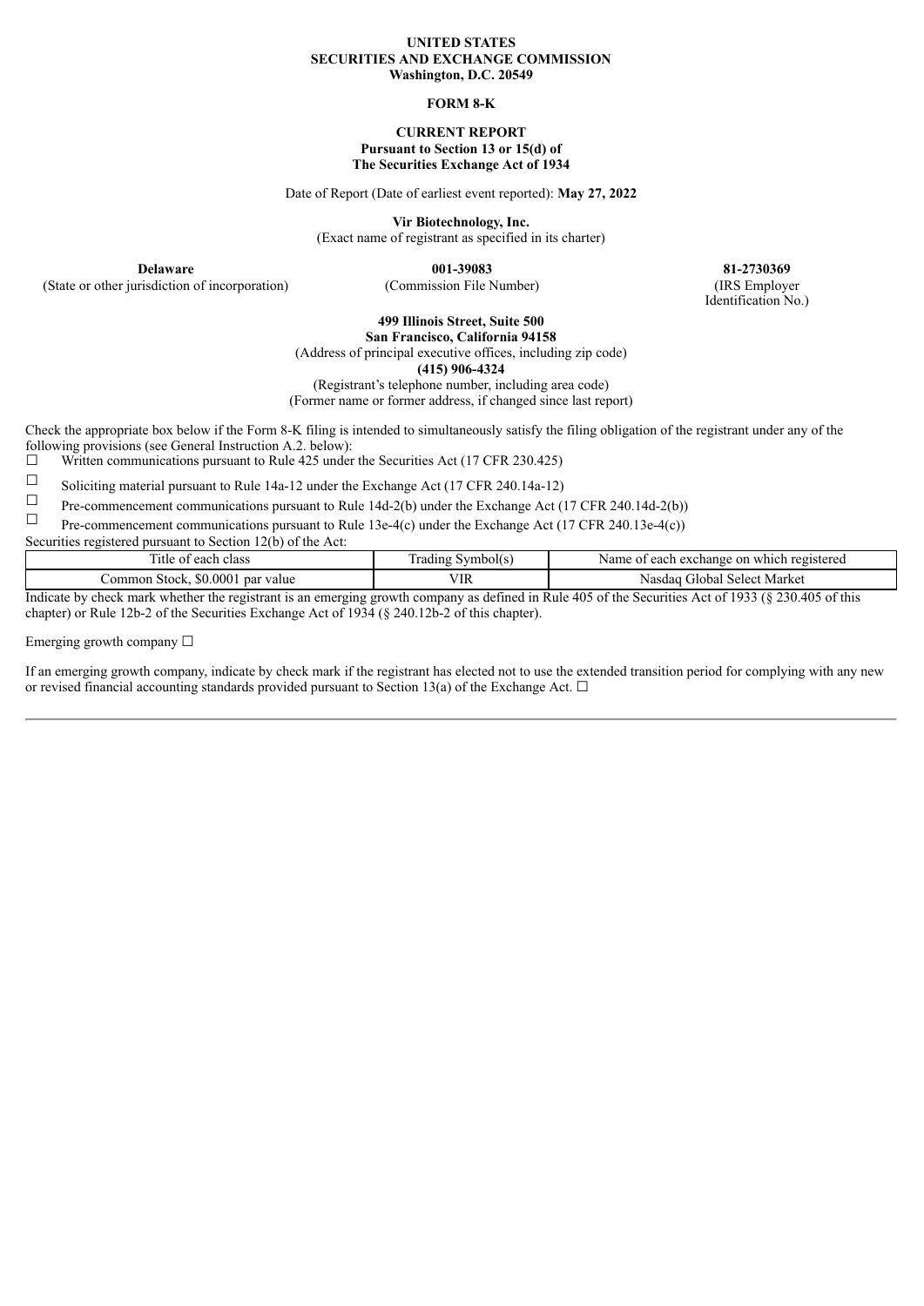**UNITED STATES**
**SECURITIES AND EXCHANGE COMMISSION**
**Washington, D.C. 20549**

**FORM 8-K**

**CURRENT REPORT**
**Pursuant to Section 13 or 15(d) of**
**The Securities Exchange Act of 1934**

Date of Report (Date of earliest event reported): **May 27, 2022**

**Vir Biotechnology, Inc.**
(Exact name of registrant as specified in its charter)

| **Delaware** | **001-39083** | **81-2730369** |
|---|---|---|
| (State or other jurisdiction of incorporation) | (Commission File Number) | (IRS Employer Identification No.) |

**499 Illinois Street, Suite 500**
**San Francisco, California 94158**
(Address of principal executive offices, including zip code)
**(415) 906-4324**
(Registrant's telephone number, including area code)
(Former name or former address, if changed since last report)

Check the appropriate box below if the Form 8-K filing is intended to simultaneously satisfy the filing obligation of the registrant under any of the following provisions (see General Instruction A.2. below):

☐ Written communications pursuant to Rule 425 under the Securities Act (17 CFR 230.425)

☐ Soliciting material pursuant to Rule 14a-12 under the Exchange Act (17 CFR 240.14a-12)

☐ Pre-commencement communications pursuant to Rule 14d-2(b) under the Exchange Act (17 CFR 240.14d-2(b))

☐ Pre-commencement communications pursuant to Rule 13e-4(c) under the Exchange Act (17 CFR 240.13e-4(c))

Securities registered pursuant to Section 12(b) of the Act:

| Title of each class | Trading Symbol(s) | Name of each exchange on which registered |
|---|---|---|
| Common Stock, $0.0001 par value | VIR | Nasdaq Global Select Market |

Indicate by check mark whether the registrant is an emerging growth company as defined in Rule 405 of the Securities Act of 1933 (§ 230.405 of this chapter) or Rule 12b-2 of the Securities Exchange Act of 1934 (§ 240.12b-2 of this chapter).

Emerging growth company ☐

If an emerging growth company, indicate by check mark if the registrant has elected not to use the extended transition period for complying with any new or revised financial accounting standards provided pursuant to Section 13(a) of the Exchange Act. ☐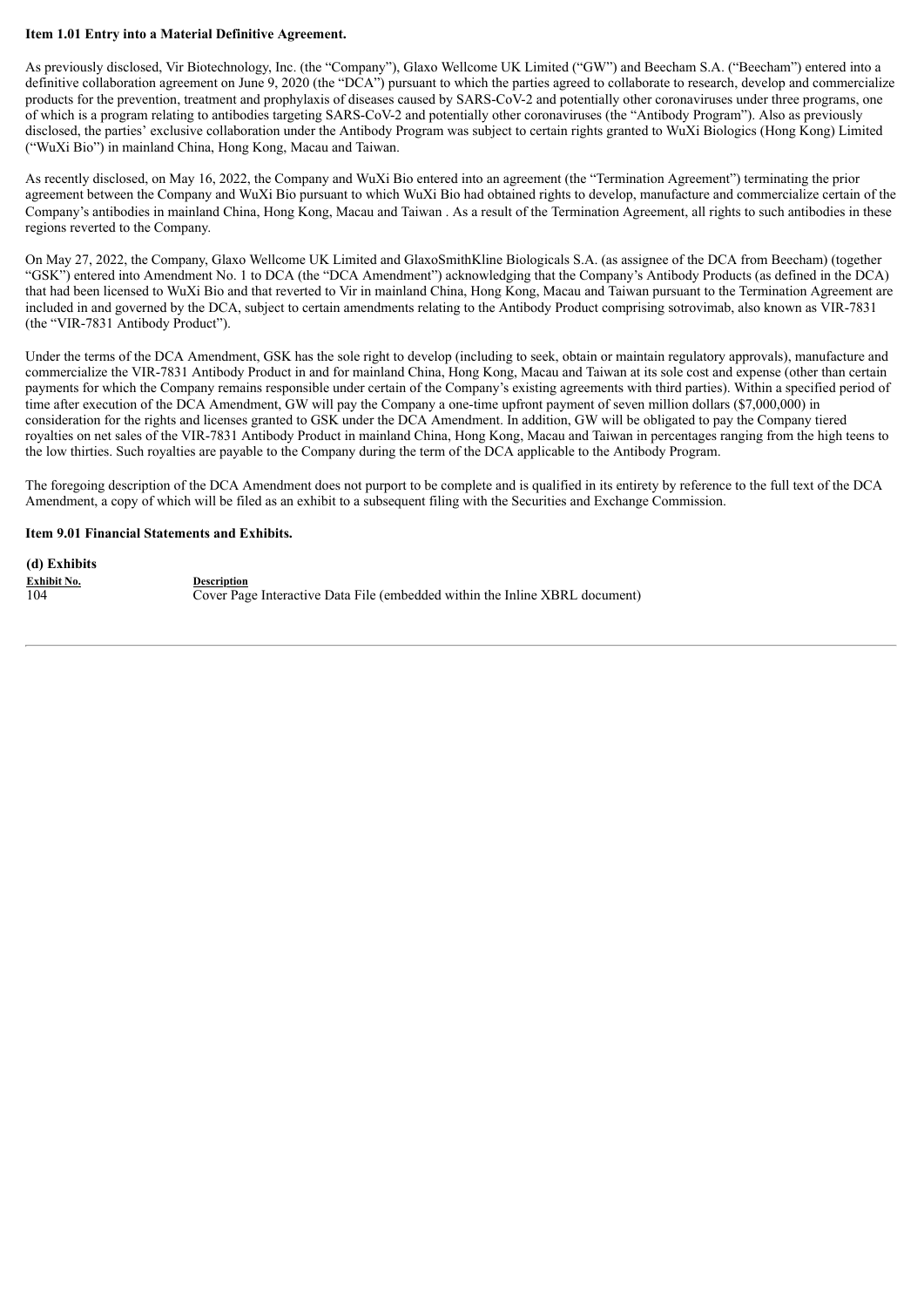**Item 1.01 Entry into a Material Definitive Agreement.**

As previously disclosed, Vir Biotechnology, Inc. (the "Company"), Glaxo Wellcome UK Limited ("GW") and Beecham S.A. ("Beecham") entered into a definitive collaboration agreement on June 9, 2020 (the "DCA") pursuant to which the parties agreed to collaborate to research, develop and commercialize products for the prevention, treatment and prophylaxis of diseases caused by SARS-CoV-2 and potentially other coronaviruses under three programs, one of which is a program relating to antibodies targeting SARS-CoV-2 and potentially other coronaviruses (the "Antibody Program"). Also as previously disclosed, the parties' exclusive collaboration under the Antibody Program was subject to certain rights granted to WuXi Biologics (Hong Kong) Limited ("WuXi Bio") in mainland China, Hong Kong, Macau and Taiwan.

As recently disclosed, on May 16, 2022, the Company and WuXi Bio entered into an agreement (the "Termination Agreement") terminating the prior agreement between the Company and WuXi Bio pursuant to which WuXi Bio had obtained rights to develop, manufacture and commercialize certain of the Company's antibodies in mainland China, Hong Kong, Macau and Taiwan . As a result of the Termination Agreement, all rights to such antibodies in these regions reverted to the Company.

On May 27, 2022, the Company, Glaxo Wellcome UK Limited and GlaxoSmithKline Biologicals S.A. (as assignee of the DCA from Beecham) (together "GSK") entered into Amendment No. 1 to DCA (the "DCA Amendment") acknowledging that the Company's Antibody Products (as defined in the DCA) that had been licensed to WuXi Bio and that reverted to Vir in mainland China, Hong Kong, Macau and Taiwan pursuant to the Termination Agreement are included in and governed by the DCA, subject to certain amendments relating to the Antibody Product comprising sotrovimab, also known as VIR-7831 (the "VIR-7831 Antibody Product").

Under the terms of the DCA Amendment, GSK has the sole right to develop (including to seek, obtain or maintain regulatory approvals), manufacture and commercialize the VIR-7831 Antibody Product in and for mainland China, Hong Kong, Macau and Taiwan at its sole cost and expense (other than certain payments for which the Company remains responsible under certain of the Company's existing agreements with third parties). Within a specified period of time after execution of the DCA Amendment, GW will pay the Company a one-time upfront payment of seven million dollars ($7,000,000) in consideration for the rights and licenses granted to GSK under the DCA Amendment. In addition, GW will be obligated to pay the Company tiered royalties on net sales of the VIR-7831 Antibody Product in mainland China, Hong Kong, Macau and Taiwan in percentages ranging from the high teens to the low thirties. Such royalties are payable to the Company during the term of the DCA applicable to the Antibody Program.

The foregoing description of the DCA Amendment does not purport to be complete and is qualified in its entirety by reference to the full text of the DCA Amendment, a copy of which will be filed as an exhibit to a subsequent filing with the Securities and Exchange Commission.

**Item 9.01 Financial Statements and Exhibits.**

**(d) Exhibits**

| Exhibit No. | Description |
|---|---|
| 104 | Cover Page Interactive Data File (embedded within the Inline XBRL document) |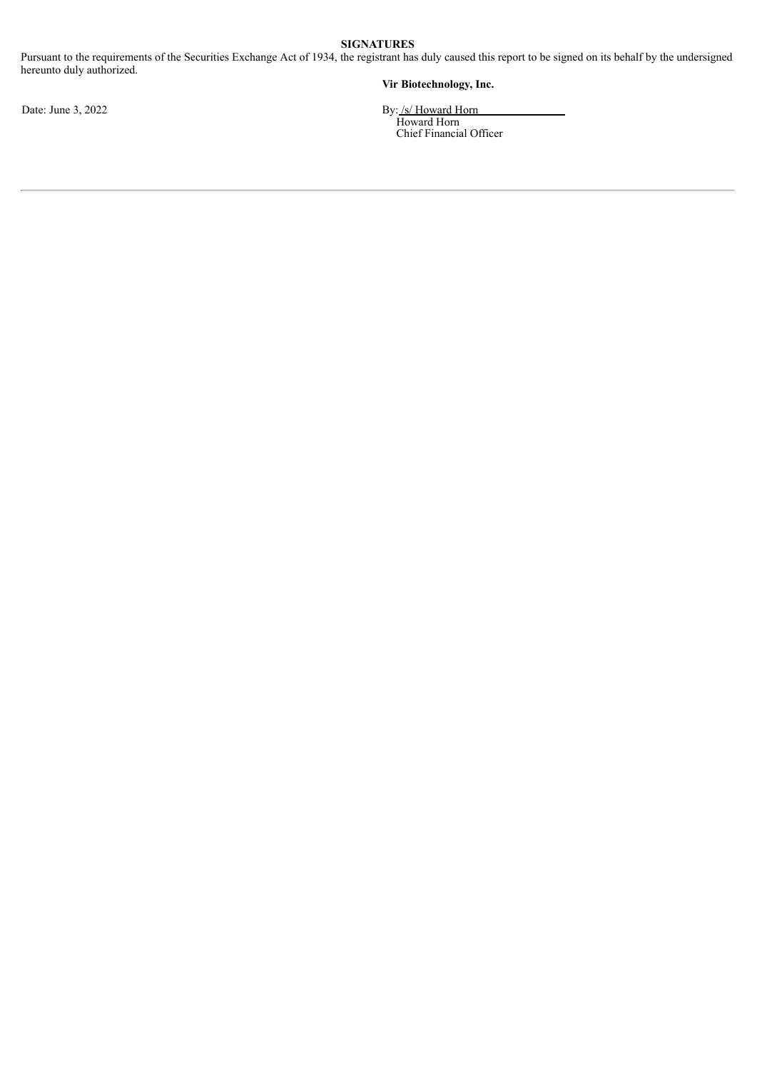## SIGNATURES

Pursuant to the requirements of the Securities Exchange Act of 1934, the registrant has duly caused this report to be signed on its behalf by the undersigned hereunto duly authorized.

**Vir Biotechnology, Inc.**

Date: June 3, 2022

By: /s/ Howard Horn
Howard Horn
Chief Financial Officer